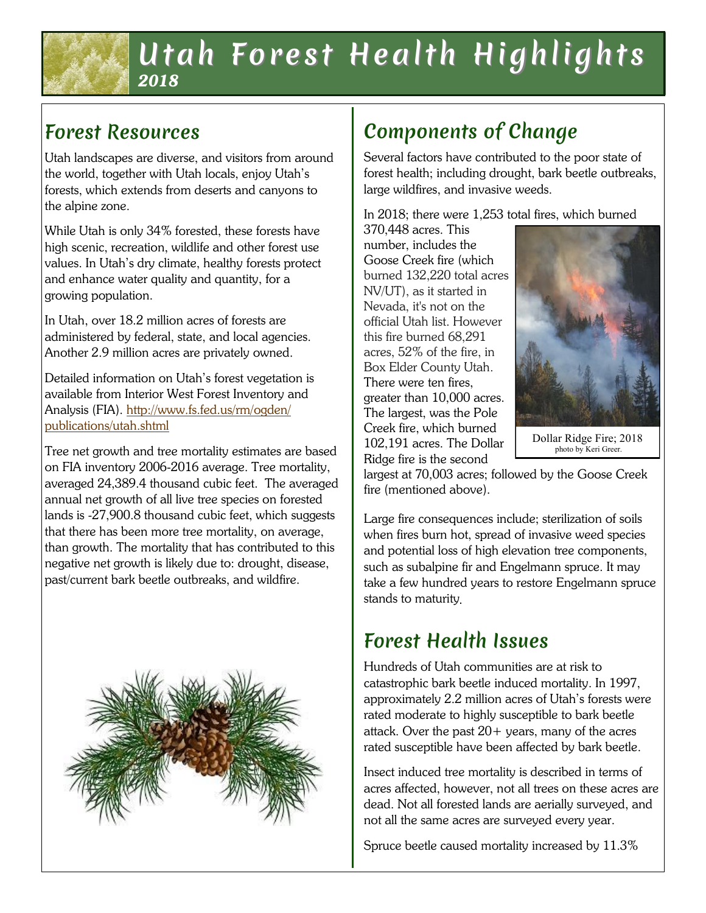# Utah Forest Health Highlights

*2018*

## Forest Resources

Utah landscapes are diverse, and visitors from around the world, together with Utah locals, enjoy Utah's forests, which extends from deserts and canyons to the alpine zone.

While Utah is only 34% forested, these forests have high scenic, recreation, wildlife and other forest use values. In Utah's dry climate, healthy forests protect and enhance water quality and quantity, for a growing population.

In Utah, over 18.2 million acres of forests are administered by federal, state, and local agencies. Another 2.9 million acres are privately owned.

Detailed information on Utah's forest vegetation is available from Interior West Forest Inventory and Analysis (FIA). http://www.fs.fed.us/rm/ogden/publications/utah.shtml

Tree net growth and tree mortality estimates are based on FIA inventory 2006-2016 average. Tree mortality, averaged 24,389.4 thousand cubic feet. The averaged annual net growth of all live tree species on forested lands is -27,900.8 thousand cubic feet, which suggests that there has been more tree mortality, on average, than growth. The mortality that has contributed to this negative net growth is likely due to: drought, disease, past/current bark beetle outbreaks, and wildfire.

## Components of Change

Several factors have contributed to the poor state of forest health; including drought, bark beetle outbreaks, large wildfires, and invasive weeds.

In 2018; there were 1,253 total fires, which burned 370,448 acres. This number, includes the Goose Creek fire (which burned 132,220 total acres NV/UT), as it started in Nevada, it's not on the official Utah list. However this fire burned 68,291 acres, 52% of the fire, in Box Elder County Utah. There were ten fires, greater than 10,000 acres. The largest, was the Pole Creek fire, which burned 102,191 acres. The Dollar Ridge fire is the second largest at 70,003 acres; followed by the Goose Creek fire (mentioned above).

Dollar Ridge Fire; 2018
photo by Keri Greer.

Large fire consequences include; sterilization of soils when fires burn hot, spread of invasive weed species and potential loss of high elevation tree components, such as subalpine fir and Engelmann spruce. It may take a few hundred years to restore Engelmann spruce stands to maturity.

## Forest Health Issues

Hundreds of Utah communities are at risk to catastrophic bark beetle induced mortality. In 1997, approximately 2.2 million acres of Utah's forests were rated moderate to highly susceptible to bark beetle attack. Over the past 20+ years, many of the acres rated susceptible have been affected by bark beetle.

Insect induced tree mortality is described in terms of acres affected, however, not all trees on these acres are dead. Not all forested lands are aerially surveyed, and not all the same acres are surveyed every year.

Spruce beetle caused mortality increased by 11.3%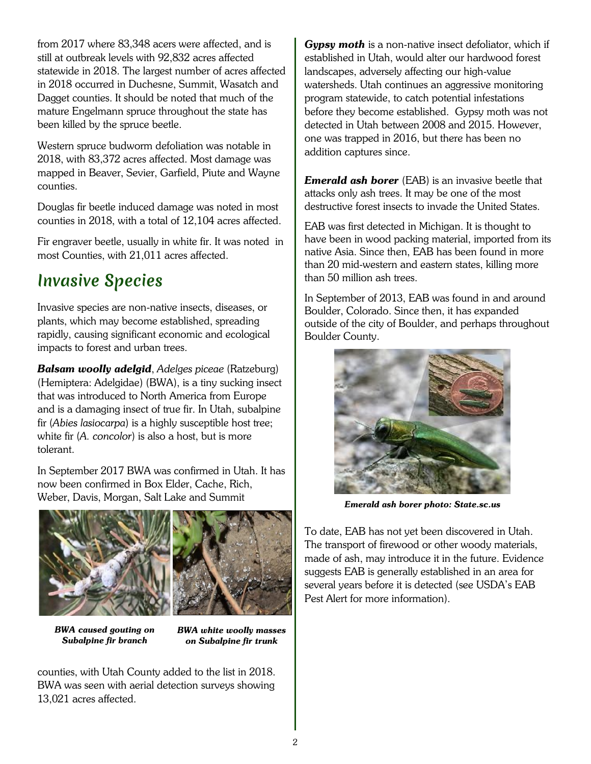from 2017 where 83,348 acers were affected, and is still at outbreak levels with 92,832 acres affected statewide in 2018. The largest number of acres affected in 2018 occurred in Duchesne, Summit, Wasatch and Dagget counties. It should be noted that much of the mature Engelmann spruce throughout the state has been killed by the spruce beetle.

Western spruce budworm defoliation was notable in 2018, with 83,372 acres affected. Most damage was mapped in Beaver, Sevier, Garfield, Piute and Wayne counties.

Douglas fir beetle induced damage was noted in most counties in 2018, with a total of 12,104 acres affected.

Fir engraver beetle, usually in white fir. It was noted in most Counties, with 21,011 acres affected.

## Invasive Species

Invasive species are non-native insects, diseases, or plants, which may become established, spreading rapidly, causing significant economic and ecological impacts to forest and urban trees.

***Balsam woolly adelgid***, *Adelges piceae* (Ratzeburg) (Hemiptera: Adelgidae) (BWA), is a tiny sucking insect that was introduced to North America from Europe and is a damaging insect of true fir. In Utah, subalpine fir (*Abies lasiocarpa*) is a highly susceptible host tree; white fir (*A. concolor*) is also a host, but is more tolerant.

In September 2017 BWA was confirmed in Utah. It has now been confirmed in Box Elder, Cache, Rich, Weber, Davis, Morgan, Salt Lake and Summit counties, with Utah County added to the list in 2018. BWA was seen with aerial detection surveys showing 13,021 acres affected.

***BWA caused gouting on Subalpine fir branch***

***BWA white woolly masses on Subalpine fir trunk***

***Gypsy moth*** is a non-native insect defoliator, which if established in Utah, would alter our hardwood forest landscapes, adversely affecting our high-value watersheds. Utah continues an aggressive monitoring program statewide, to catch potential infestations before they become established. Gypsy moth was not detected in Utah between 2008 and 2015. However, one was trapped in 2016, but there has been no addition captures since.

***Emerald ash borer*** (EAB) is an invasive beetle that attacks only ash trees. It may be one of the most destructive forest insects to invade the United States.

EAB was first detected in Michigan. It is thought to have been in wood packing material, imported from its native Asia. Since then, EAB has been found in more than 20 mid-western and eastern states, killing more than 50 million ash trees.

In September of 2013, EAB was found in and around Boulder, Colorado. Since then, it has expanded outside of the city of Boulder, and perhaps throughout Boulder County.

***Emerald ash borer photo: State.sc.us***

To date, EAB has not yet been discovered in Utah. The transport of firewood or other woody materials, made of ash, may introduce it in the future. Evidence suggests EAB is generally established in an area for several years before it is detected (see USDA's EAB Pest Alert for more information).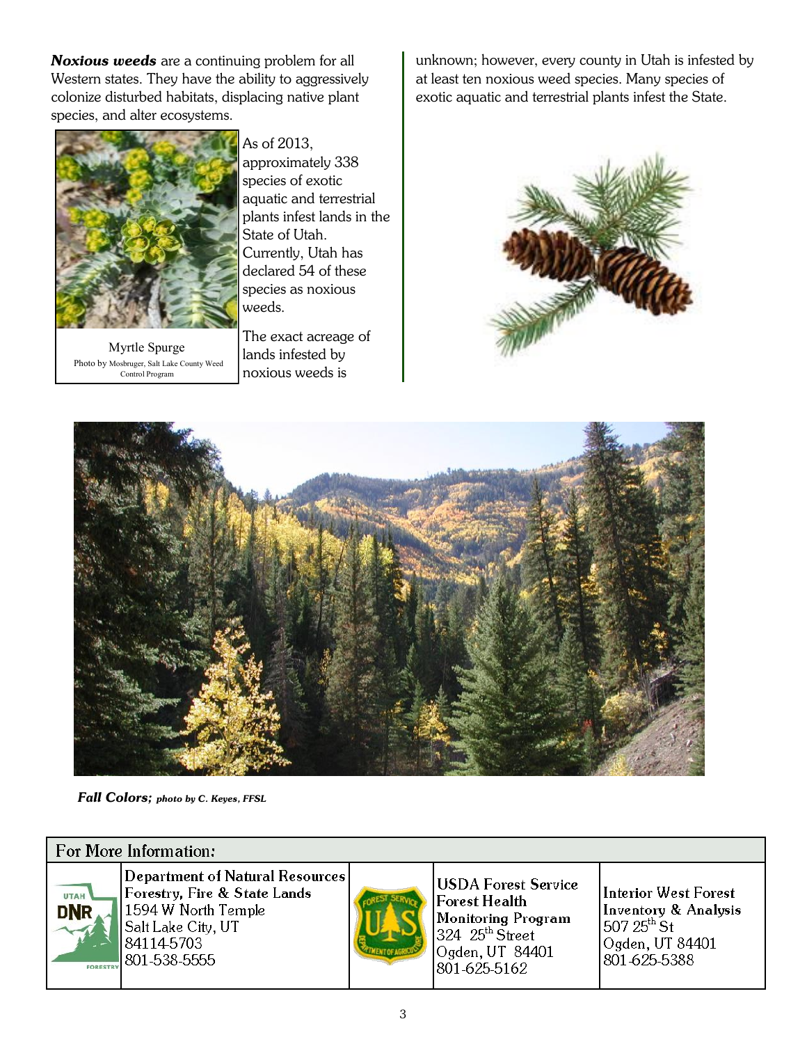***Noxious weeds*** are a continuing problem for all Western states. They have the ability to aggressively colonize disturbed habitats, displacing native plant species, and alter ecosystems.

Myrtle Spurge
Photo by Mosbruger, Salt Lake County Weed Control Program

As of 2013, approximately 338 species of exotic aquatic and terrestrial plants infest lands in the State of Utah. Currently, Utah has declared 54 of these species as noxious weeds.

The exact acreage of lands infested by noxious weeds is unknown; however, every county in Utah is infested by at least ten noxious weed species. Many species of exotic aquatic and terrestrial plants infest the State.

***Fall Colors;*** ***photo by C. Keyes, FFSL***

## For More Information:

| | | | |
|---|---|---|---|
| Department of Natural Resources Forestry, Fire & State Lands<br>1594 W North Temple<br>Salt Lake City, UT<br>84114-5703<br>801-538-5555 | USDA Forest Service Forest Health Monitoring Program<br>324 25th Street<br>Ogden, UT 84401<br>801-625-5162 | Interior West Forest Inventory & Analysis<br>507 25th St<br>Ogden, UT 84401<br>801-625-5388 | |